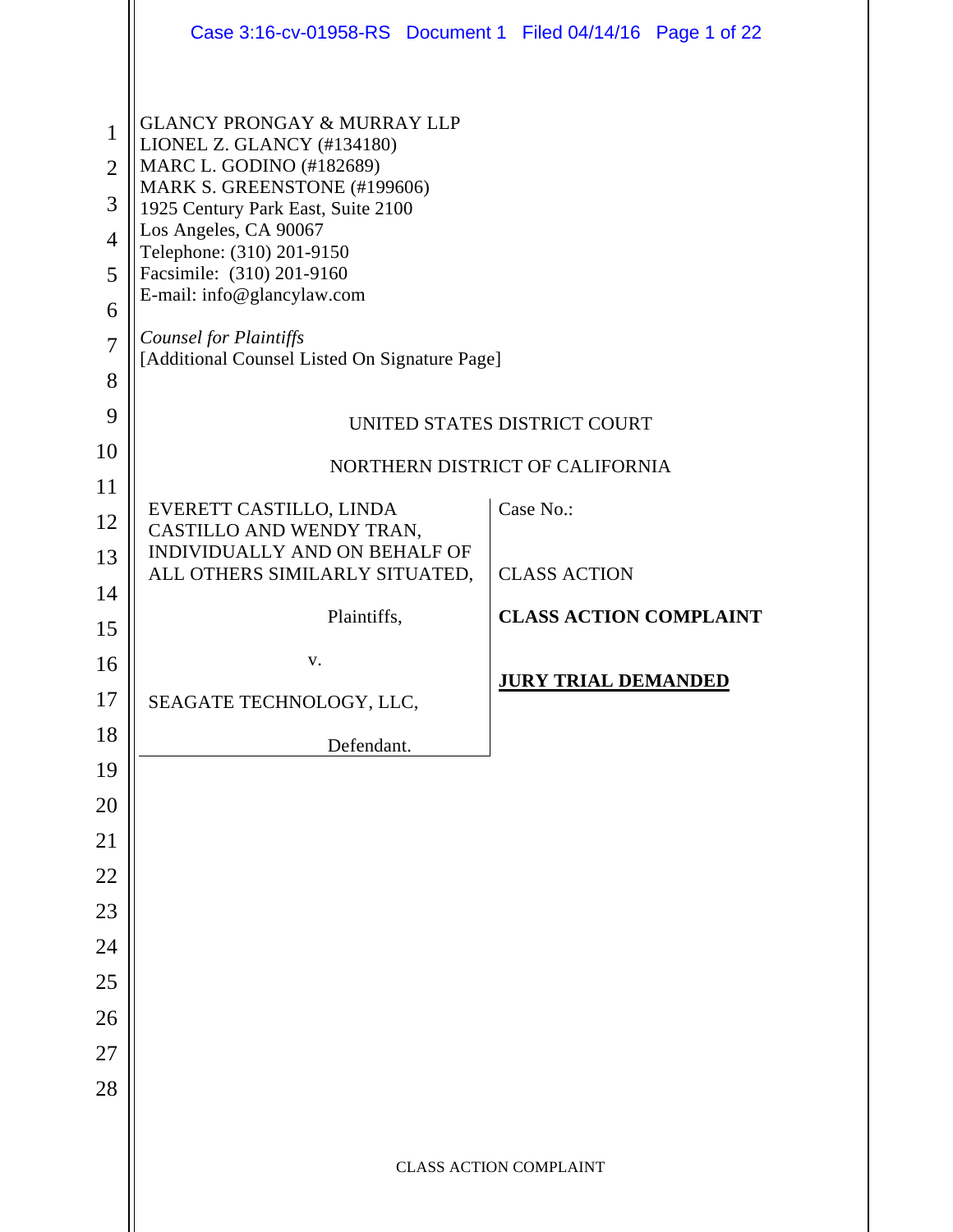GLANCY PRONGAY & MURRAY LLP
LIONEL Z. GLANCY (#134180)
MARC L. GODINO (#182689)
MARK S. GREENSTONE (#199606)
1925 Century Park East, Suite 2100
Los Angeles, CA 90067
Telephone: (310) 201-9150
Facsimile: (310) 201-9160
E-mail: info@glancylaw.com

*Counsel for Plaintiffs*
[Additional Counsel Listed On Signature Page]

UNITED STATES DISTRICT COURT

NORTHERN DISTRICT OF CALIFORNIA

| | |
|---|---|
| EVERETT CASTILLO, LINDA CASTILLO AND WENDY TRAN, INDIVIDUALLY AND ON BEHALF OF ALL OTHERS SIMILARLY SITUATED,<br><br>Plaintiffs,<br><br>v.<br><br>SEAGATE TECHNOLOGY, LLC,<br><br>Defendant. | Case No.:<br><br>CLASS ACTION<br><br>**CLASS ACTION COMPLAINT**<br><br>**JURY TRIAL DEMANDED** |

CLASS ACTION COMPLAINT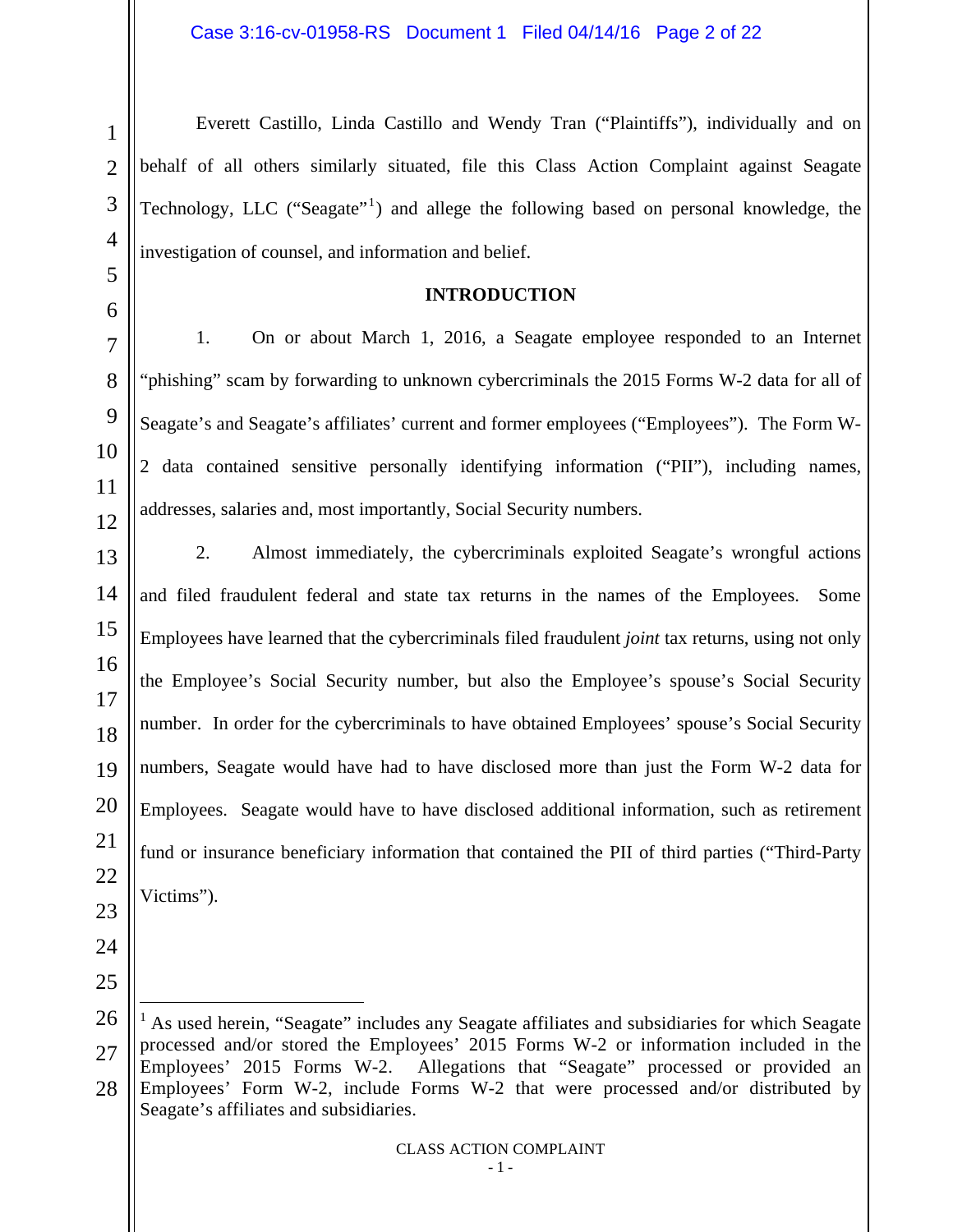Everett Castillo, Linda Castillo and Wendy Tran ("Plaintiffs"), individually and on behalf of all others similarly situated, file this Class Action Complaint against Seagate Technology, LLC ("Seagate"[1]) and allege the following based on personal knowledge, the investigation of counsel, and information and belief.

## INTRODUCTION

1. On or about March 1, 2016, a Seagate employee responded to an Internet "phishing" scam by forwarding to unknown cybercriminals the 2015 Forms W-2 data for all of Seagate's and Seagate's affiliates' current and former employees ("Employees"). The Form W-2 data contained sensitive personally identifying information ("PII"), including names, addresses, salaries and, most importantly, Social Security numbers.

2. Almost immediately, the cybercriminals exploited Seagate's wrongful actions and filed fraudulent federal and state tax returns in the names of the Employees. Some Employees have learned that the cybercriminals filed fraudulent *joint* tax returns, using not only the Employee's Social Security number, but also the Employee's spouse's Social Security number. In order for the cybercriminals to have obtained Employees' spouse's Social Security numbers, Seagate would have had to have disclosed more than just the Form W-2 data for Employees. Seagate would have to have disclosed additional information, such as retirement fund or insurance beneficiary information that contained the PII of third parties ("Third-Party Victims").

---

[1] As used herein, "Seagate" includes any Seagate affiliates and subsidiaries for which Seagate processed and/or stored the Employees' 2015 Forms W-2 or information included in the Employees' 2015 Forms W-2. Allegations that "Seagate" processed or provided an Employees' Form W-2, include Forms W-2 that were processed and/or distributed by Seagate's affiliates and subsidiaries.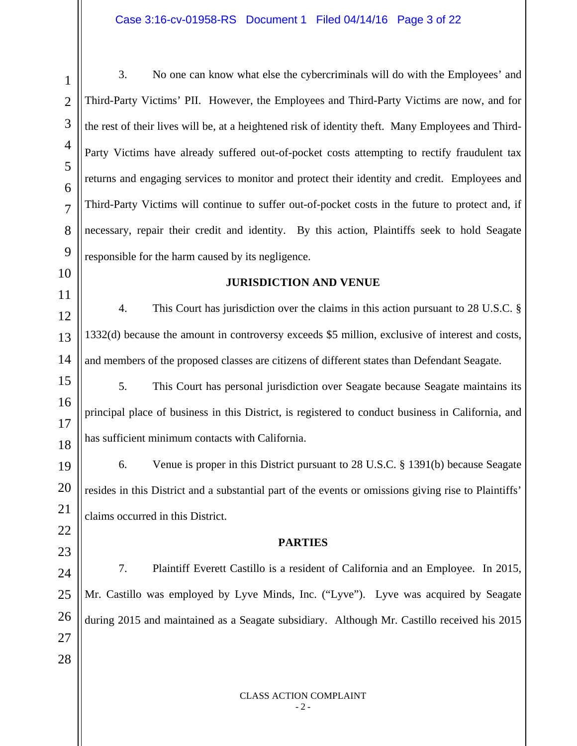3. No one can know what else the cybercriminals will do with the Employees' and Third-Party Victims' PII. However, the Employees and Third-Party Victims are now, and for the rest of their lives will be, at a heightened risk of identity theft. Many Employees and Third-Party Victims have already suffered out-of-pocket costs attempting to rectify fraudulent tax returns and engaging services to monitor and protect their identity and credit. Employees and Third-Party Victims will continue to suffer out-of-pocket costs in the future to protect and, if necessary, repair their credit and identity. By this action, Plaintiffs seek to hold Seagate responsible for the harm caused by its negligence.

## JURISDICTION AND VENUE

4. This Court has jurisdiction over the claims in this action pursuant to 28 U.S.C. § 1332(d) because the amount in controversy exceeds $5 million, exclusive of interest and costs, and members of the proposed classes are citizens of different states than Defendant Seagate.

5. This Court has personal jurisdiction over Seagate because Seagate maintains its principal place of business in this District, is registered to conduct business in California, and has sufficient minimum contacts with California.

6. Venue is proper in this District pursuant to 28 U.S.C. § 1391(b) because Seagate resides in this District and a substantial part of the events or omissions giving rise to Plaintiffs' claims occurred in this District.

## PARTIES

7. Plaintiff Everett Castillo is a resident of California and an Employee. In 2015, Mr. Castillo was employed by Lyve Minds, Inc. ("Lyve"). Lyve was acquired by Seagate during 2015 and maintained as a Seagate subsidiary. Although Mr. Castillo received his 2015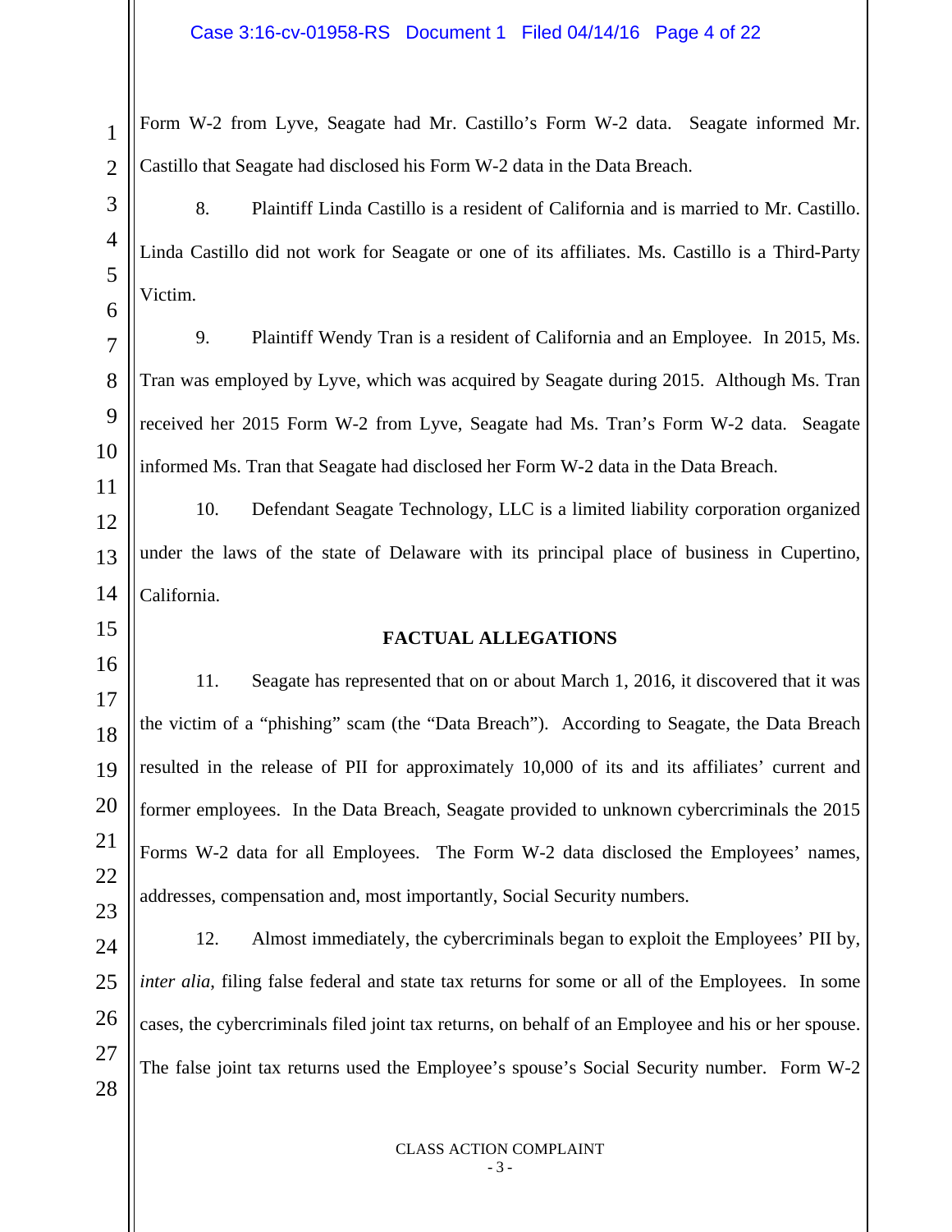Form W-2 from Lyve, Seagate had Mr. Castillo's Form W-2 data. Seagate informed Mr. Castillo that Seagate had disclosed his Form W-2 data in the Data Breach.

8. Plaintiff Linda Castillo is a resident of California and is married to Mr. Castillo. Linda Castillo did not work for Seagate or one of its affiliates. Ms. Castillo is a Third-Party Victim.

9. Plaintiff Wendy Tran is a resident of California and an Employee. In 2015, Ms. Tran was employed by Lyve, which was acquired by Seagate during 2015. Although Ms. Tran received her 2015 Form W-2 from Lyve, Seagate had Ms. Tran's Form W-2 data. Seagate informed Ms. Tran that Seagate had disclosed her Form W-2 data in the Data Breach.

10. Defendant Seagate Technology, LLC is a limited liability corporation organized under the laws of the state of Delaware with its principal place of business in Cupertino, California.

## FACTUAL ALLEGATIONS

11. Seagate has represented that on or about March 1, 2016, it discovered that it was the victim of a "phishing" scam (the "Data Breach"). According to Seagate, the Data Breach resulted in the release of PII for approximately 10,000 of its and its affiliates' current and former employees. In the Data Breach, Seagate provided to unknown cybercriminals the 2015 Forms W-2 data for all Employees. The Form W-2 data disclosed the Employees' names, addresses, compensation and, most importantly, Social Security numbers.

12. Almost immediately, the cybercriminals began to exploit the Employees' PII by, *inter alia*, filing false federal and state tax returns for some or all of the Employees. In some cases, the cybercriminals filed joint tax returns, on behalf of an Employee and his or her spouse. The false joint tax returns used the Employee's spouse's Social Security number. Form W-2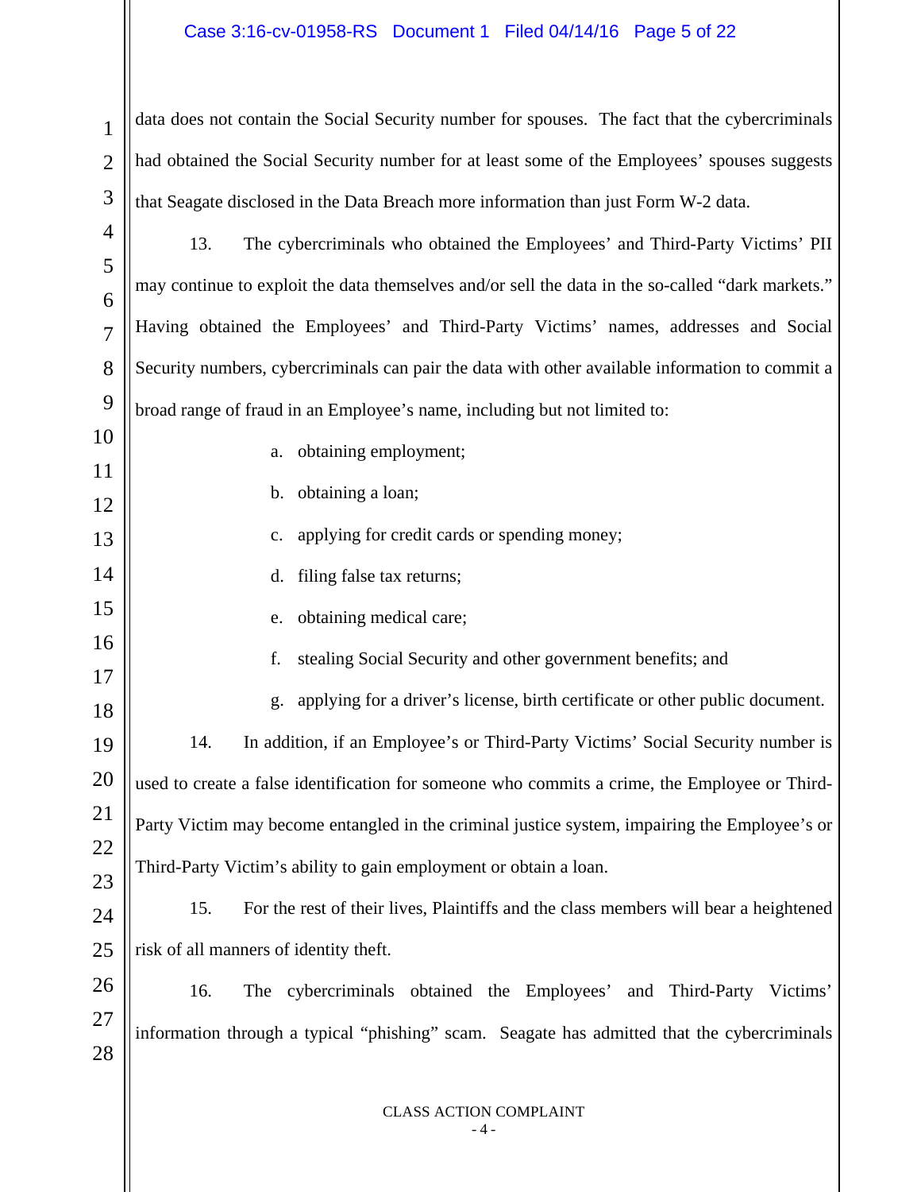data does not contain the Social Security number for spouses. The fact that the cybercriminals had obtained the Social Security number for at least some of the Employees' spouses suggests that Seagate disclosed in the Data Breach more information than just Form W-2 data.

13. The cybercriminals who obtained the Employees' and Third-Party Victims' PII may continue to exploit the data themselves and/or sell the data in the so-called "dark markets." Having obtained the Employees' and Third-Party Victims' names, addresses and Social Security numbers, cybercriminals can pair the data with other available information to commit a broad range of fraud in an Employee's name, including but not limited to:

a. obtaining employment;

b. obtaining a loan;

c. applying for credit cards or spending money;

d. filing false tax returns;

e. obtaining medical care;

f. stealing Social Security and other government benefits; and

g. applying for a driver's license, birth certificate or other public document.

14. In addition, if an Employee's or Third-Party Victims' Social Security number is used to create a false identification for someone who commits a crime, the Employee or Third-Party Victim may become entangled in the criminal justice system, impairing the Employee's or Third-Party Victim's ability to gain employment or obtain a loan.

15. For the rest of their lives, Plaintiffs and the class members will bear a heightened risk of all manners of identity theft.

16. The cybercriminals obtained the Employees' and Third-Party Victims' information through a typical "phishing" scam. Seagate has admitted that the cybercriminals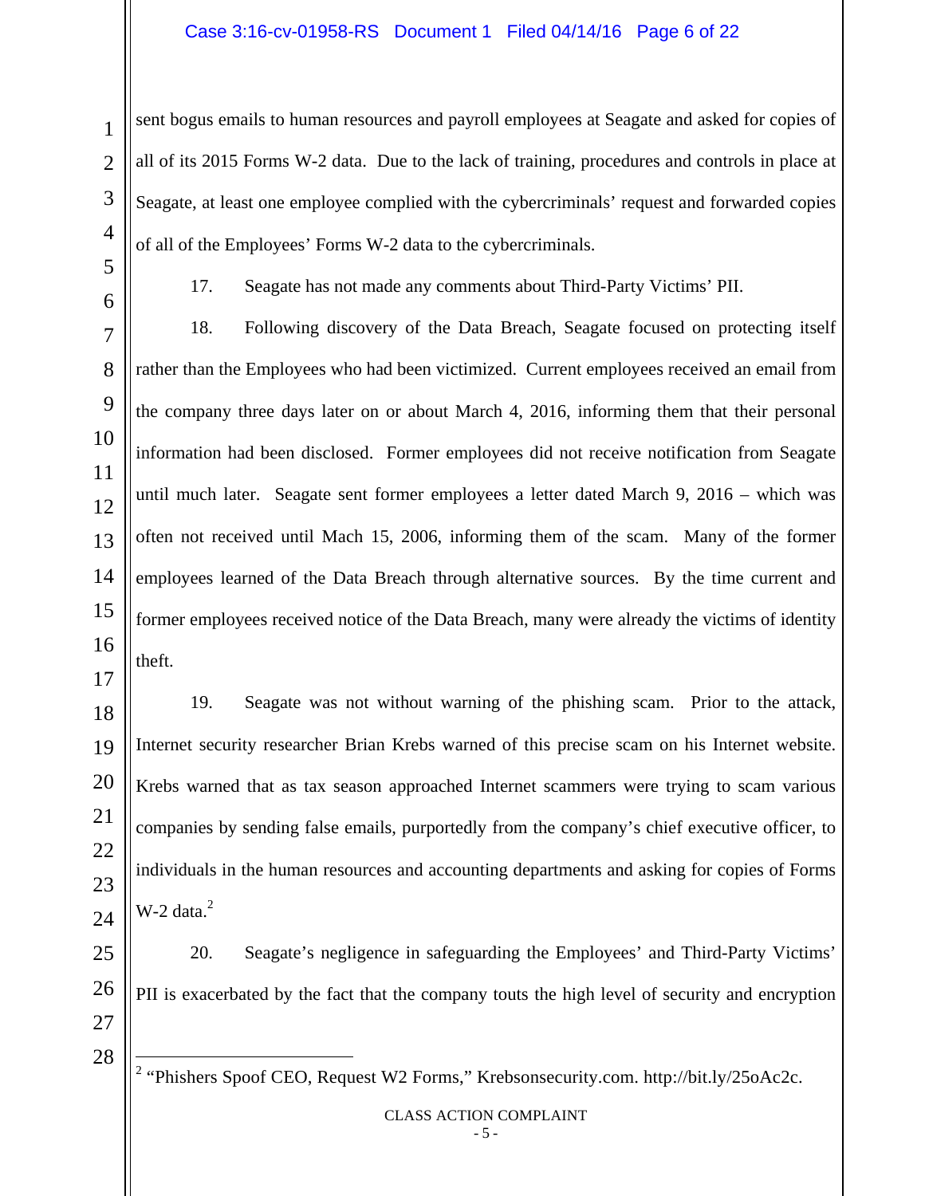sent bogus emails to human resources and payroll employees at Seagate and asked for copies of all of its 2015 Forms W-2 data. Due to the lack of training, procedures and controls in place at Seagate, at least one employee complied with the cybercriminals' request and forwarded copies of all of the Employees' Forms W-2 data to the cybercriminals.

17. Seagate has not made any comments about Third-Party Victims' PII.

18. Following discovery of the Data Breach, Seagate focused on protecting itself rather than the Employees who had been victimized. Current employees received an email from the company three days later on or about March 4, 2016, informing them that their personal information had been disclosed. Former employees did not receive notification from Seagate until much later. Seagate sent former employees a letter dated March 9, 2016 – which was often not received until Mach 15, 2006, informing them of the scam. Many of the former employees learned of the Data Breach through alternative sources. By the time current and former employees received notice of the Data Breach, many were already the victims of identity theft.

19. Seagate was not without warning of the phishing scam. Prior to the attack, Internet security researcher Brian Krebs warned of this precise scam on his Internet website. Krebs warned that as tax season approached Internet scammers were trying to scam various companies by sending false emails, purportedly from the company's chief executive officer, to individuals in the human resources and accounting departments and asking for copies of Forms W-2 data.[2]

20. Seagate's negligence in safeguarding the Employees' and Third-Party Victims' PII is exacerbated by the fact that the company touts the high level of security and encryption

[2] "Phishers Spoof CEO, Request W2 Forms," Krebsonsecurity.com. http://bit.ly/25oAc2c.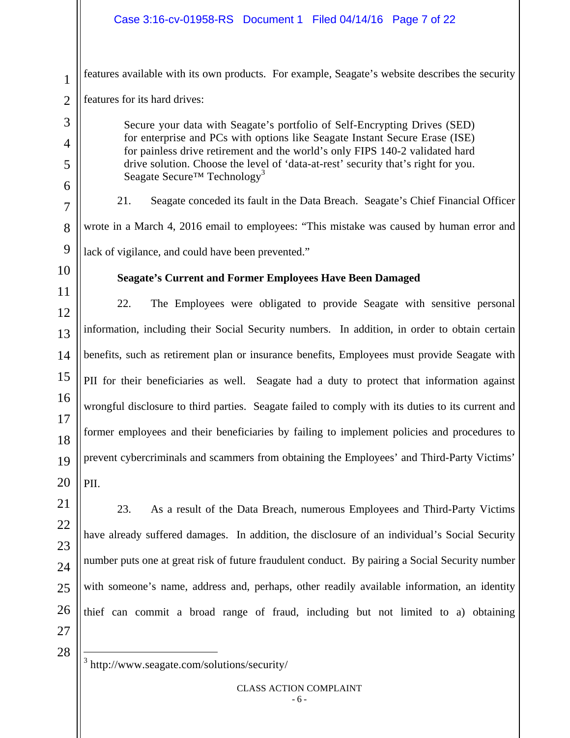features available with its own products. For example, Seagate's website describes the security features for its hard drives:

> Secure your data with Seagate's portfolio of Self-Encrypting Drives (SED) for enterprise and PCs with options like Seagate Instant Secure Erase (ISE) for painless drive retirement and the world's only FIPS 140-2 validated hard drive solution. Choose the level of 'data-at-rest' security that's right for you. Seagate Secure™ Technology[3]

21. Seagate conceded its fault in the Data Breach. Seagate's Chief Financial Officer wrote in a March 4, 2016 email to employees: "This mistake was caused by human error and lack of vigilance, and could have been prevented."

**Seagate's Current and Former Employees Have Been Damaged**

22. The Employees were obligated to provide Seagate with sensitive personal information, including their Social Security numbers. In addition, in order to obtain certain benefits, such as retirement plan or insurance benefits, Employees must provide Seagate with PII for their beneficiaries as well. Seagate had a duty to protect that information against wrongful disclosure to third parties. Seagate failed to comply with its duties to its current and former employees and their beneficiaries by failing to implement policies and procedures to prevent cybercriminals and scammers from obtaining the Employees' and Third-Party Victims' PII.

23. As a result of the Data Breach, numerous Employees and Third-Party Victims have already suffered damages. In addition, the disclosure of an individual's Social Security number puts one at great risk of future fraudulent conduct. By pairing a Social Security number with someone's name, address and, perhaps, other readily available information, an identity thief can commit a broad range of fraud, including but not limited to a) obtaining

---

[3] http://www.seagate.com/solutions/security/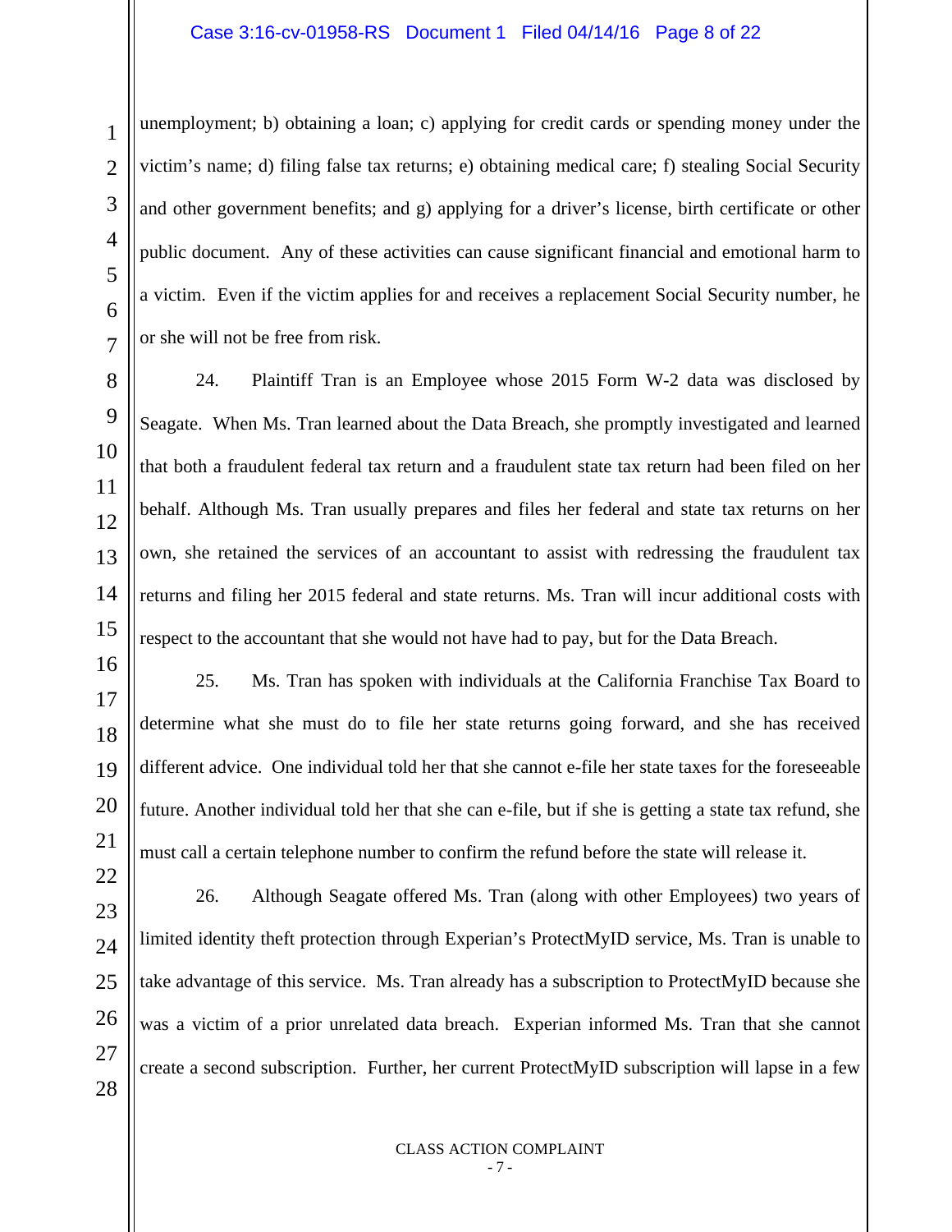unemployment; b) obtaining a loan; c) applying for credit cards or spending money under the victim's name; d) filing false tax returns; e) obtaining medical care; f) stealing Social Security and other government benefits; and g) applying for a driver's license, birth certificate or other public document. Any of these activities can cause significant financial and emotional harm to a victim. Even if the victim applies for and receives a replacement Social Security number, he or she will not be free from risk.

24. Plaintiff Tran is an Employee whose 2015 Form W-2 data was disclosed by Seagate. When Ms. Tran learned about the Data Breach, she promptly investigated and learned that both a fraudulent federal tax return and a fraudulent state tax return had been filed on her behalf. Although Ms. Tran usually prepares and files her federal and state tax returns on her own, she retained the services of an accountant to assist with redressing the fraudulent tax returns and filing her 2015 federal and state returns. Ms. Tran will incur additional costs with respect to the accountant that she would not have had to pay, but for the Data Breach.

25. Ms. Tran has spoken with individuals at the California Franchise Tax Board to determine what she must do to file her state returns going forward, and she has received different advice. One individual told her that she cannot e-file her state taxes for the foreseeable future. Another individual told her that she can e-file, but if she is getting a state tax refund, she must call a certain telephone number to confirm the refund before the state will release it.

26. Although Seagate offered Ms. Tran (along with other Employees) two years of limited identity theft protection through Experian's ProtectMyID service, Ms. Tran is unable to take advantage of this service. Ms. Tran already has a subscription to ProtectMyID because she was a victim of a prior unrelated data breach. Experian informed Ms. Tran that she cannot create a second subscription. Further, her current ProtectMyID subscription will lapse in a few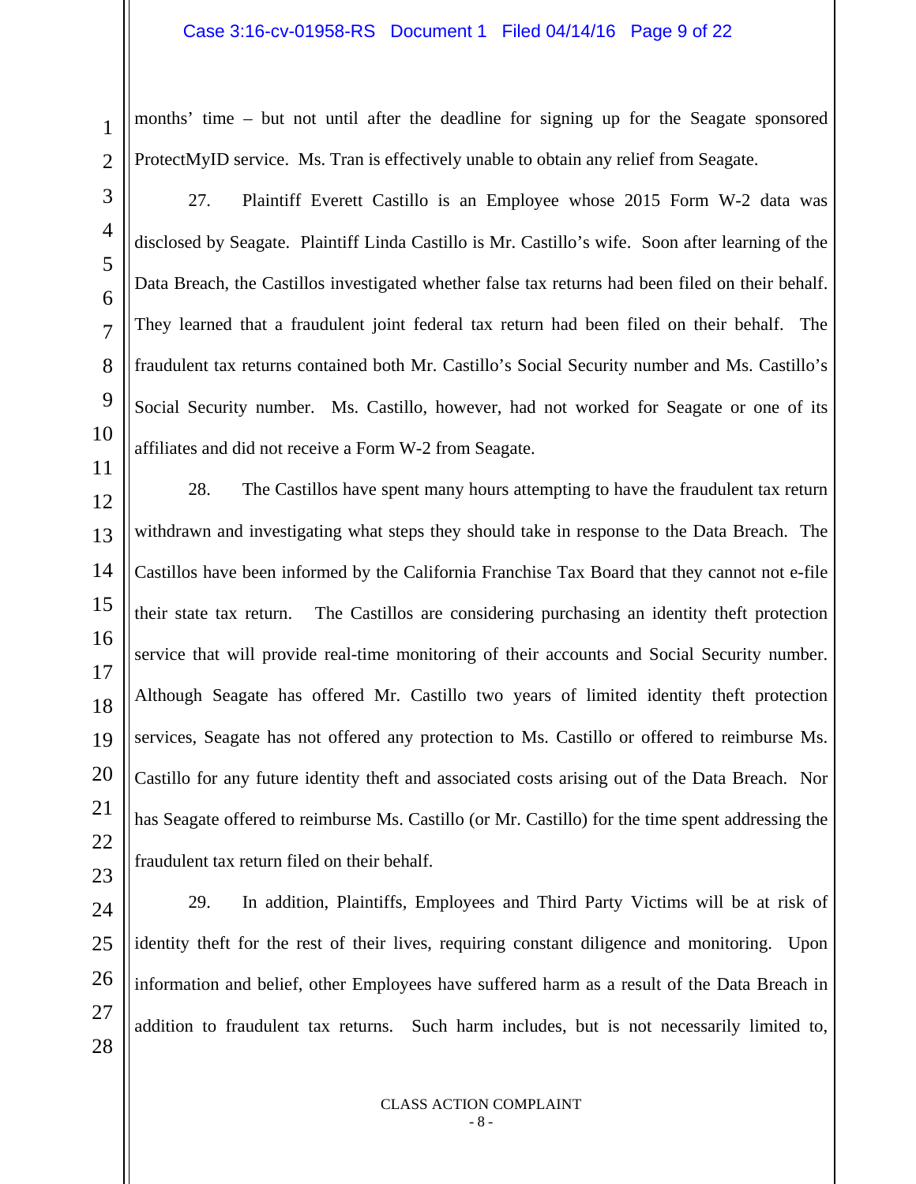months' time – but not until after the deadline for signing up for the Seagate sponsored ProtectMyID service. Ms. Tran is effectively unable to obtain any relief from Seagate.

27. Plaintiff Everett Castillo is an Employee whose 2015 Form W-2 data was disclosed by Seagate. Plaintiff Linda Castillo is Mr. Castillo's wife. Soon after learning of the Data Breach, the Castillos investigated whether false tax returns had been filed on their behalf. They learned that a fraudulent joint federal tax return had been filed on their behalf. The fraudulent tax returns contained both Mr. Castillo's Social Security number and Ms. Castillo's Social Security number. Ms. Castillo, however, had not worked for Seagate or one of its affiliates and did not receive a Form W-2 from Seagate.

28. The Castillos have spent many hours attempting to have the fraudulent tax return withdrawn and investigating what steps they should take in response to the Data Breach. The Castillos have been informed by the California Franchise Tax Board that they cannot not e-file their state tax return. The Castillos are considering purchasing an identity theft protection service that will provide real-time monitoring of their accounts and Social Security number. Although Seagate has offered Mr. Castillo two years of limited identity theft protection services, Seagate has not offered any protection to Ms. Castillo or offered to reimburse Ms. Castillo for any future identity theft and associated costs arising out of the Data Breach. Nor has Seagate offered to reimburse Ms. Castillo (or Mr. Castillo) for the time spent addressing the fraudulent tax return filed on their behalf.

29. In addition, Plaintiffs, Employees and Third Party Victims will be at risk of identity theft for the rest of their lives, requiring constant diligence and monitoring. Upon information and belief, other Employees have suffered harm as a result of the Data Breach in addition to fraudulent tax returns. Such harm includes, but is not necessarily limited to,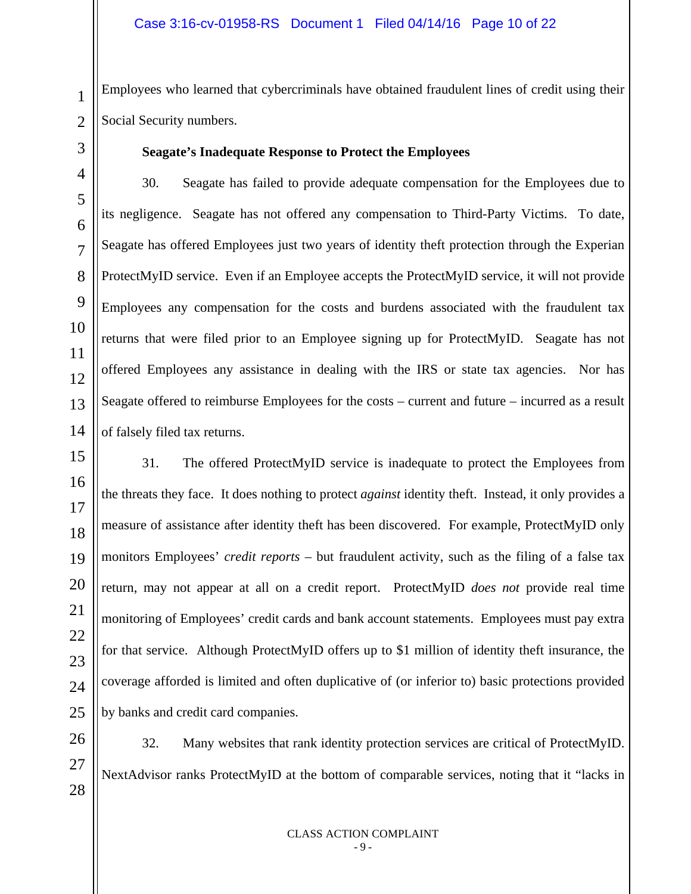Employees who learned that cybercriminals have obtained fraudulent lines of credit using their Social Security numbers.

**Seagate's Inadequate Response to Protect the Employees**

30. Seagate has failed to provide adequate compensation for the Employees due to its negligence. Seagate has not offered any compensation to Third-Party Victims. To date, Seagate has offered Employees just two years of identity theft protection through the Experian ProtectMyID service. Even if an Employee accepts the ProtectMyID service, it will not provide Employees any compensation for the costs and burdens associated with the fraudulent tax returns that were filed prior to an Employee signing up for ProtectMyID. Seagate has not offered Employees any assistance in dealing with the IRS or state tax agencies. Nor has Seagate offered to reimburse Employees for the costs – current and future – incurred as a result of falsely filed tax returns.

31. The offered ProtectMyID service is inadequate to protect the Employees from the threats they face. It does nothing to protect *against* identity theft. Instead, it only provides a measure of assistance after identity theft has been discovered. For example, ProtectMyID only monitors Employees' *credit reports* – but fraudulent activity, such as the filing of a false tax return, may not appear at all on a credit report. ProtectMyID *does not* provide real time monitoring of Employees' credit cards and bank account statements. Employees must pay extra for that service. Although ProtectMyID offers up to $1 million of identity theft insurance, the coverage afforded is limited and often duplicative of (or inferior to) basic protections provided by banks and credit card companies.

32. Many websites that rank identity protection services are critical of ProtectMyID. NextAdvisor ranks ProtectMyID at the bottom of comparable services, noting that it "lacks in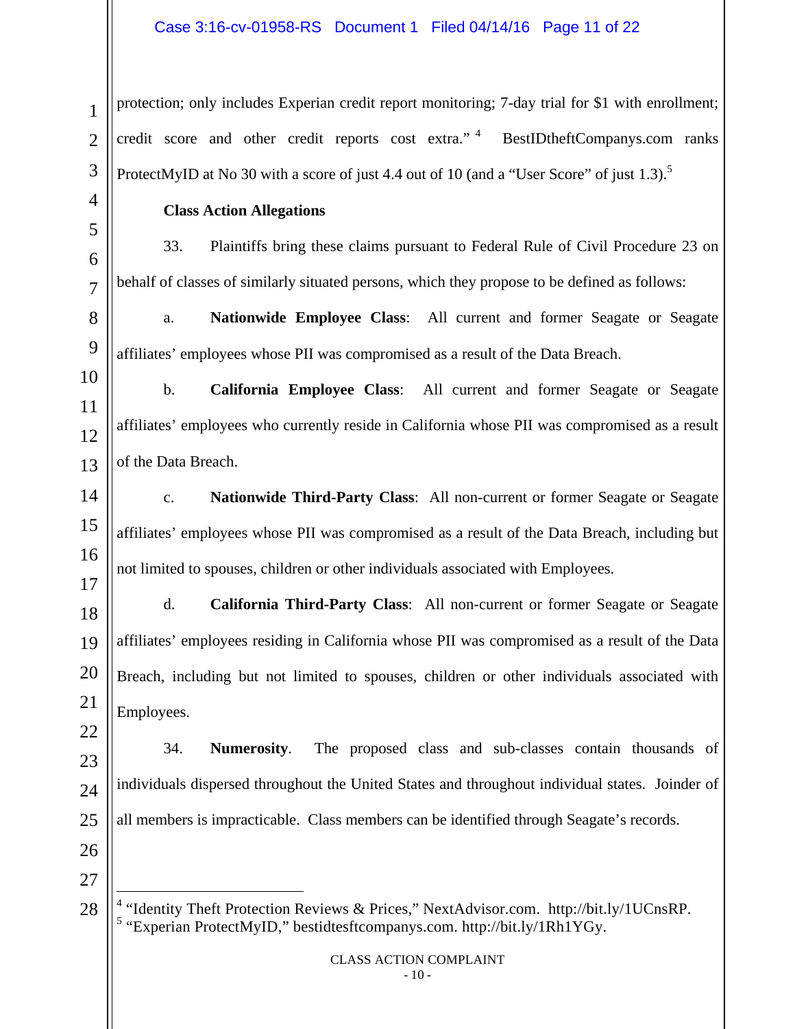protection; only includes Experian credit report monitoring; 7-day trial for $1 with enrollment; credit score and other credit reports cost extra."[4] BestIDtheftCompanys.com ranks ProtectMyID at No 30 with a score of just 4.4 out of 10 (and a "User Score" of just 1.3).[5]

**Class Action Allegations**

33. Plaintiffs bring these claims pursuant to Federal Rule of Civil Procedure 23 on behalf of classes of similarly situated persons, which they propose to be defined as follows:

a. **Nationwide Employee Class**: All current and former Seagate or Seagate affiliates' employees whose PII was compromised as a result of the Data Breach.

b. **California Employee Class**: All current and former Seagate or Seagate affiliates' employees who currently reside in California whose PII was compromised as a result of the Data Breach.

c. **Nationwide Third-Party Class**: All non-current or former Seagate or Seagate affiliates' employees whose PII was compromised as a result of the Data Breach, including but not limited to spouses, children or other individuals associated with Employees.

d. **California Third-Party Class**: All non-current or former Seagate or Seagate affiliates' employees residing in California whose PII was compromised as a result of the Data Breach, including but not limited to spouses, children or other individuals associated with Employees.

34. **Numerosity**. The proposed class and sub-classes contain thousands of individuals dispersed throughout the United States and throughout individual states. Joinder of all members is impracticable. Class members can be identified through Seagate's records.

---

[4] "Identity Theft Protection Reviews & Prices," NextAdvisor.com. http://bit.ly/1UCnsRP.
[5] "Experian ProtectMyID," bestidtesftcompanys.com. http://bit.ly/1Rh1YGy.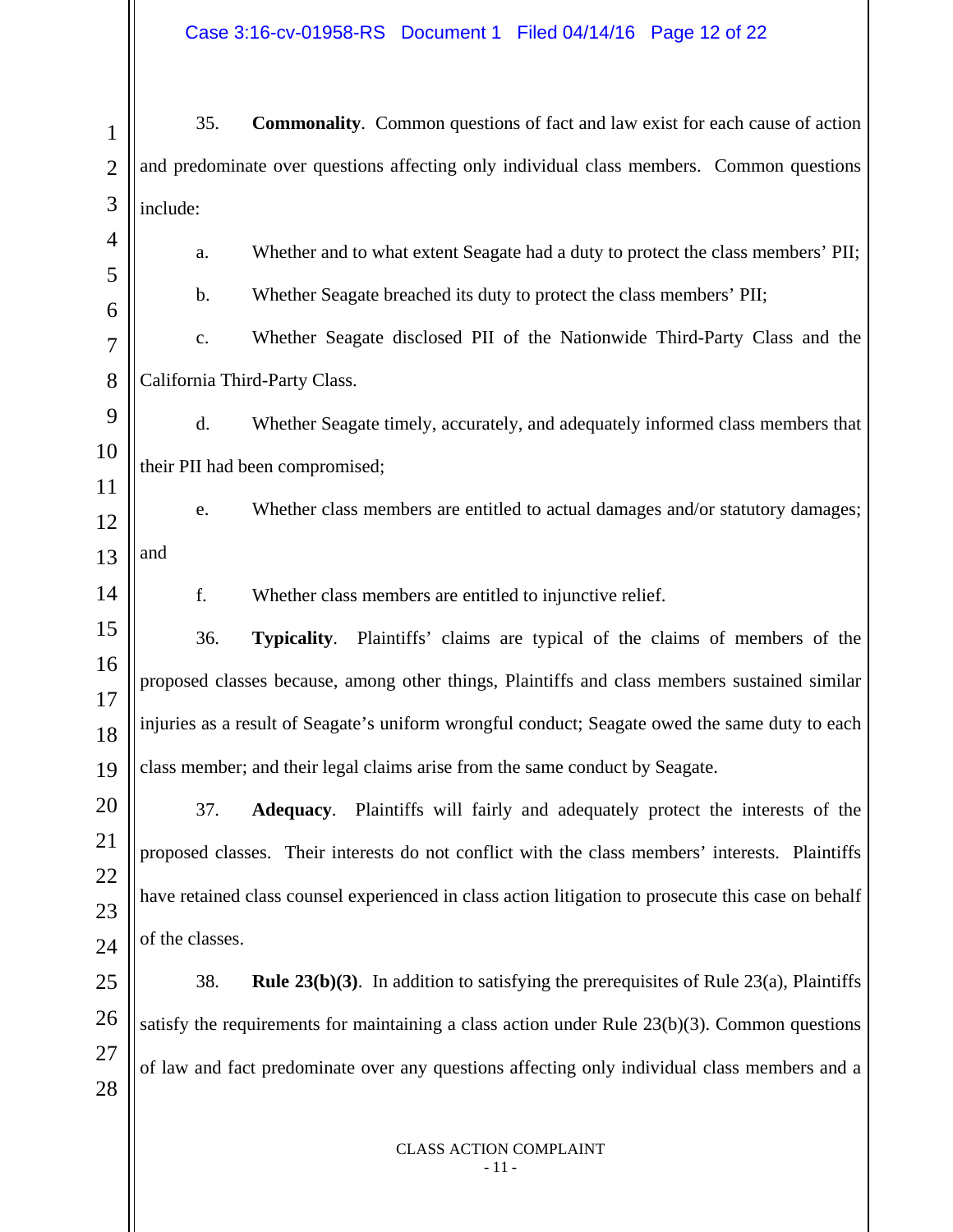35. **Commonality**. Common questions of fact and law exist for each cause of action and predominate over questions affecting only individual class members. Common questions include:

a. Whether and to what extent Seagate had a duty to protect the class members' PII;

b. Whether Seagate breached its duty to protect the class members' PII;

c. Whether Seagate disclosed PII of the Nationwide Third-Party Class and the California Third-Party Class.

d. Whether Seagate timely, accurately, and adequately informed class members that their PII had been compromised;

e. Whether class members are entitled to actual damages and/or statutory damages; and

f. Whether class members are entitled to injunctive relief.

36. **Typicality**. Plaintiffs' claims are typical of the claims of members of the proposed classes because, among other things, Plaintiffs and class members sustained similar injuries as a result of Seagate's uniform wrongful conduct; Seagate owed the same duty to each class member; and their legal claims arise from the same conduct by Seagate.

37. **Adequacy**. Plaintiffs will fairly and adequately protect the interests of the proposed classes. Their interests do not conflict with the class members' interests. Plaintiffs have retained class counsel experienced in class action litigation to prosecute this case on behalf of the classes.

38. **Rule 23(b)(3)**. In addition to satisfying the prerequisites of Rule 23(a), Plaintiffs satisfy the requirements for maintaining a class action under Rule 23(b)(3). Common questions of law and fact predominate over any questions affecting only individual class members and a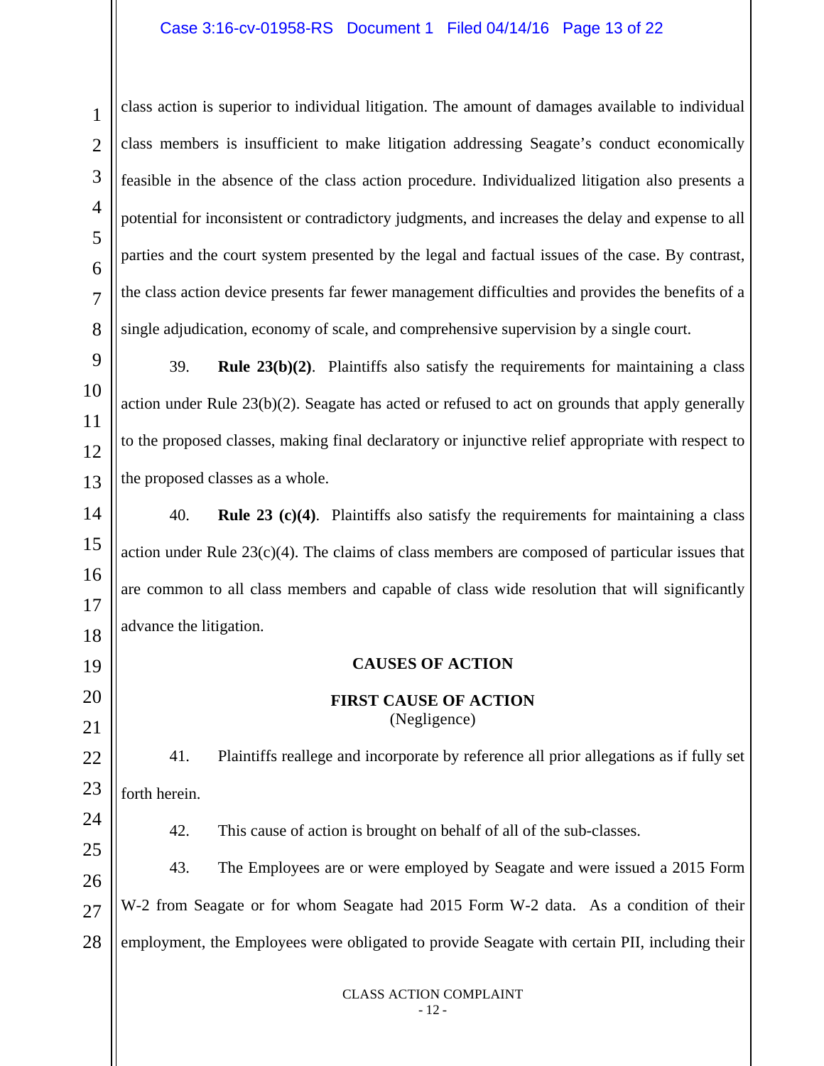class action is superior to individual litigation. The amount of damages available to individual class members is insufficient to make litigation addressing Seagate's conduct economically feasible in the absence of the class action procedure. Individualized litigation also presents a potential for inconsistent or contradictory judgments, and increases the delay and expense to all parties and the court system presented by the legal and factual issues of the case. By contrast, the class action device presents far fewer management difficulties and provides the benefits of a single adjudication, economy of scale, and comprehensive supervision by a single court.

39. **Rule 23(b)(2)**. Plaintiffs also satisfy the requirements for maintaining a class action under Rule 23(b)(2). Seagate has acted or refused to act on grounds that apply generally to the proposed classes, making final declaratory or injunctive relief appropriate with respect to the proposed classes as a whole.

40. **Rule 23 (c)(4)**. Plaintiffs also satisfy the requirements for maintaining a class action under Rule 23(c)(4). The claims of class members are composed of particular issues that are common to all class members and capable of class wide resolution that will significantly advance the litigation.

## CAUSES OF ACTION

### FIRST CAUSE OF ACTION
(Negligence)

41. Plaintiffs reallege and incorporate by reference all prior allegations as if fully set forth herein.

42. This cause of action is brought on behalf of all of the sub-classes.

43. The Employees are or were employed by Seagate and were issued a 2015 Form W-2 from Seagate or for whom Seagate had 2015 Form W-2 data. As a condition of their employment, the Employees were obligated to provide Seagate with certain PII, including their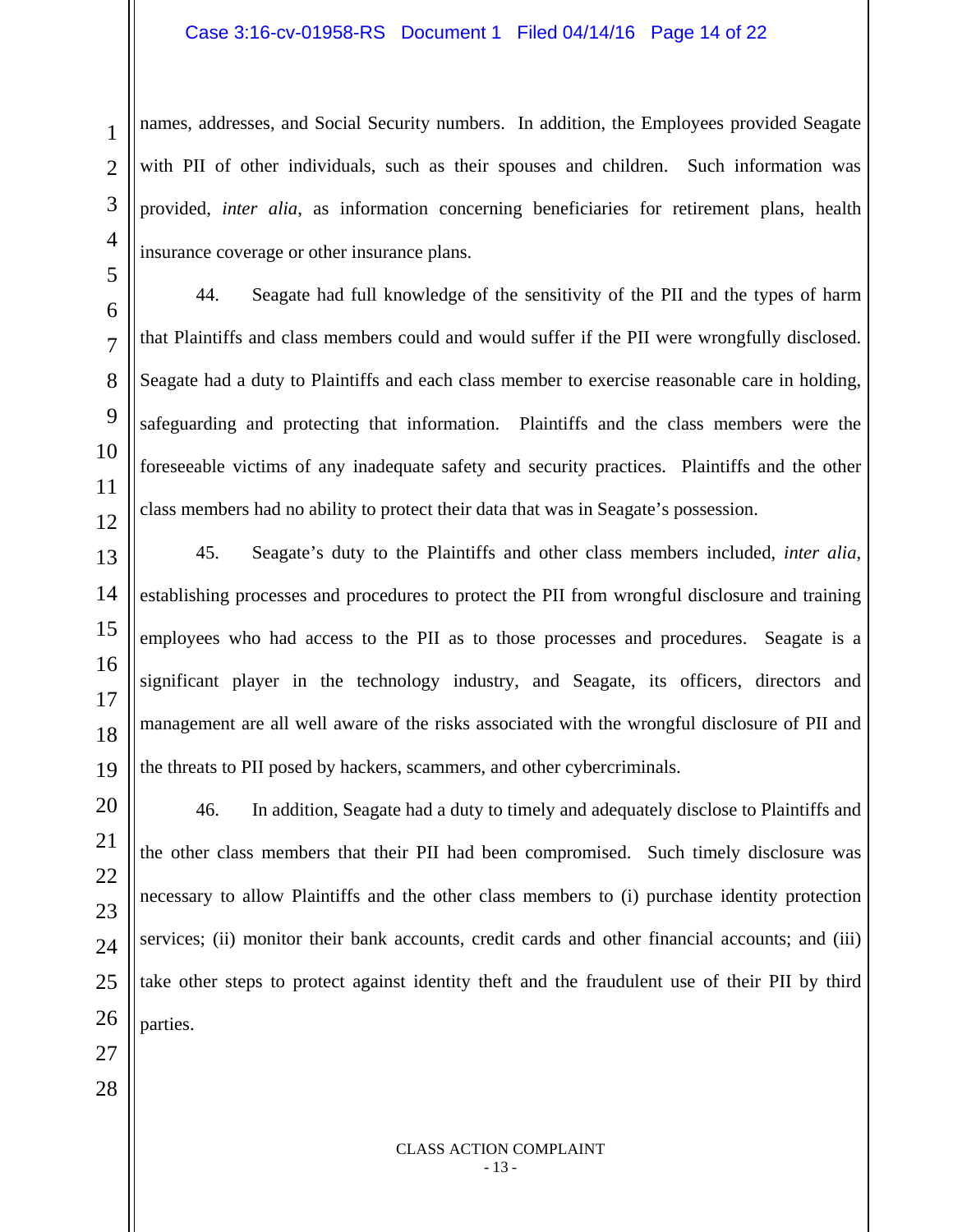names, addresses, and Social Security numbers. In addition, the Employees provided Seagate with PII of other individuals, such as their spouses and children. Such information was provided, *inter alia*, as information concerning beneficiaries for retirement plans, health insurance coverage or other insurance plans.

44. Seagate had full knowledge of the sensitivity of the PII and the types of harm that Plaintiffs and class members could and would suffer if the PII were wrongfully disclosed. Seagate had a duty to Plaintiffs and each class member to exercise reasonable care in holding, safeguarding and protecting that information. Plaintiffs and the class members were the foreseeable victims of any inadequate safety and security practices. Plaintiffs and the other class members had no ability to protect their data that was in Seagate's possession.

45. Seagate's duty to the Plaintiffs and other class members included, *inter alia*, establishing processes and procedures to protect the PII from wrongful disclosure and training employees who had access to the PII as to those processes and procedures. Seagate is a significant player in the technology industry, and Seagate, its officers, directors and management are all well aware of the risks associated with the wrongful disclosure of PII and the threats to PII posed by hackers, scammers, and other cybercriminals.

46. In addition, Seagate had a duty to timely and adequately disclose to Plaintiffs and the other class members that their PII had been compromised. Such timely disclosure was necessary to allow Plaintiffs and the other class members to (i) purchase identity protection services; (ii) monitor their bank accounts, credit cards and other financial accounts; and (iii) take other steps to protect against identity theft and the fraudulent use of their PII by third parties.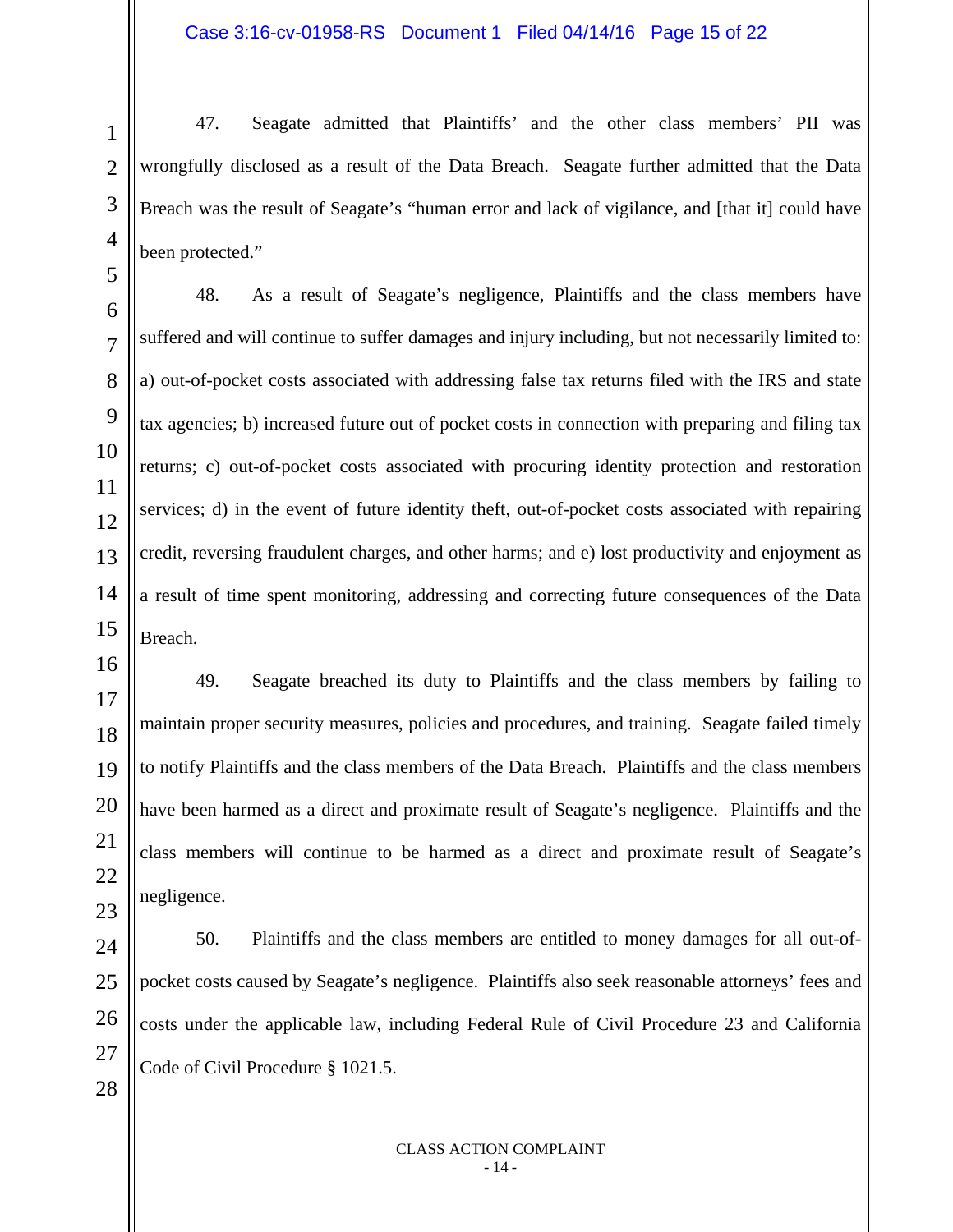47. Seagate admitted that Plaintiffs' and the other class members' PII was wrongfully disclosed as a result of the Data Breach. Seagate further admitted that the Data Breach was the result of Seagate's "human error and lack of vigilance, and [that it] could have been protected."

48. As a result of Seagate's negligence, Plaintiffs and the class members have suffered and will continue to suffer damages and injury including, but not necessarily limited to: a) out-of-pocket costs associated with addressing false tax returns filed with the IRS and state tax agencies; b) increased future out of pocket costs in connection with preparing and filing tax returns; c) out-of-pocket costs associated with procuring identity protection and restoration services; d) in the event of future identity theft, out-of-pocket costs associated with repairing credit, reversing fraudulent charges, and other harms; and e) lost productivity and enjoyment as a result of time spent monitoring, addressing and correcting future consequences of the Data Breach.

49. Seagate breached its duty to Plaintiffs and the class members by failing to maintain proper security measures, policies and procedures, and training. Seagate failed timely to notify Plaintiffs and the class members of the Data Breach. Plaintiffs and the class members have been harmed as a direct and proximate result of Seagate's negligence. Plaintiffs and the class members will continue to be harmed as a direct and proximate result of Seagate's negligence.

50. Plaintiffs and the class members are entitled to money damages for all out-of-pocket costs caused by Seagate's negligence. Plaintiffs also seek reasonable attorneys' fees and costs under the applicable law, including Federal Rule of Civil Procedure 23 and California Code of Civil Procedure § 1021.5.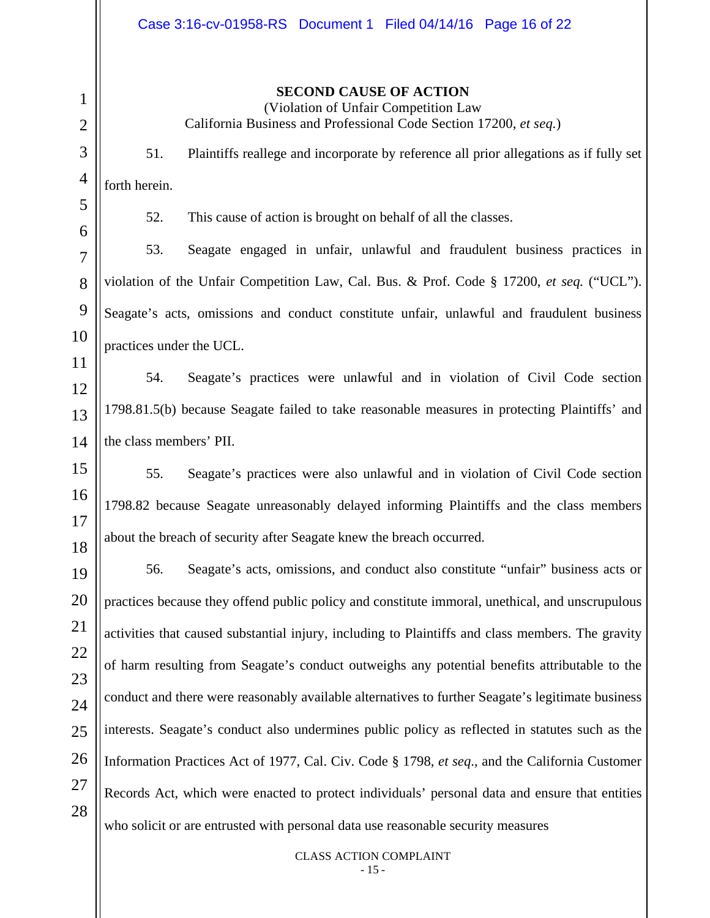**SECOND CAUSE OF ACTION**

(Violation of Unfair Competition Law
California Business and Professional Code Section 17200, *et seq.*)

51. Plaintiffs reallege and incorporate by reference all prior allegations as if fully set forth herein.

52. This cause of action is brought on behalf of all the classes.

53. Seagate engaged in unfair, unlawful and fraudulent business practices in violation of the Unfair Competition Law, Cal. Bus. & Prof. Code § 17200, *et seq.* ("UCL"). Seagate's acts, omissions and conduct constitute unfair, unlawful and fraudulent business practices under the UCL.

54. Seagate's practices were unlawful and in violation of Civil Code section 1798.81.5(b) because Seagate failed to take reasonable measures in protecting Plaintiffs' and the class members' PII.

55. Seagate's practices were also unlawful and in violation of Civil Code section 1798.82 because Seagate unreasonably delayed informing Plaintiffs and the class members about the breach of security after Seagate knew the breach occurred.

56. Seagate's acts, omissions, and conduct also constitute "unfair" business acts or practices because they offend public policy and constitute immoral, unethical, and unscrupulous activities that caused substantial injury, including to Plaintiffs and class members. The gravity of harm resulting from Seagate's conduct outweighs any potential benefits attributable to the conduct and there were reasonably available alternatives to further Seagate's legitimate business interests. Seagate's conduct also undermines public policy as reflected in statutes such as the Information Practices Act of 1977, Cal. Civ. Code § 1798, *et seq.*, and the California Customer Records Act, which were enacted to protect individuals' personal data and ensure that entities who solicit or are entrusted with personal data use reasonable security measures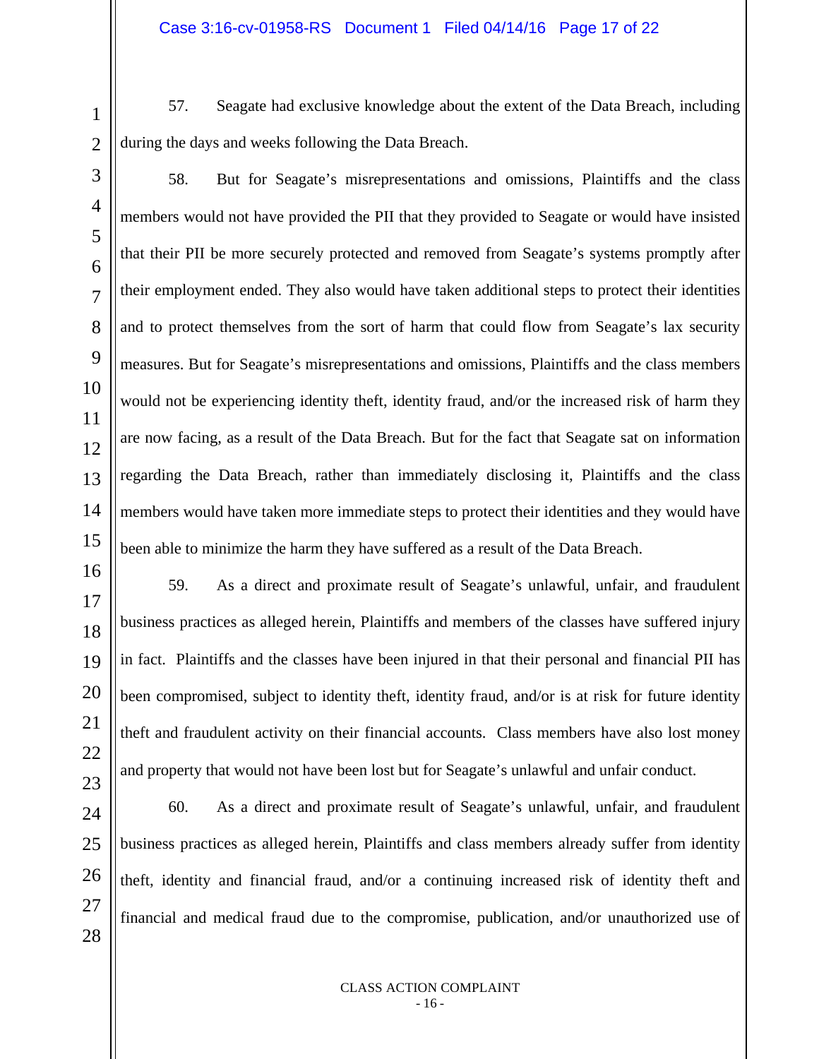57. Seagate had exclusive knowledge about the extent of the Data Breach, including during the days and weeks following the Data Breach.

58. But for Seagate's misrepresentations and omissions, Plaintiffs and the class members would not have provided the PII that they provided to Seagate or would have insisted that their PII be more securely protected and removed from Seagate's systems promptly after their employment ended. They also would have taken additional steps to protect their identities and to protect themselves from the sort of harm that could flow from Seagate's lax security measures. But for Seagate's misrepresentations and omissions, Plaintiffs and the class members would not be experiencing identity theft, identity fraud, and/or the increased risk of harm they are now facing, as a result of the Data Breach. But for the fact that Seagate sat on information regarding the Data Breach, rather than immediately disclosing it, Plaintiffs and the class members would have taken more immediate steps to protect their identities and they would have been able to minimize the harm they have suffered as a result of the Data Breach.

59. As a direct and proximate result of Seagate's unlawful, unfair, and fraudulent business practices as alleged herein, Plaintiffs and members of the classes have suffered injury in fact. Plaintiffs and the classes have been injured in that their personal and financial PII has been compromised, subject to identity theft, identity fraud, and/or is at risk for future identity theft and fraudulent activity on their financial accounts. Class members have also lost money and property that would not have been lost but for Seagate's unlawful and unfair conduct.

60. As a direct and proximate result of Seagate's unlawful, unfair, and fraudulent business practices as alleged herein, Plaintiffs and class members already suffer from identity theft, identity and financial fraud, and/or a continuing increased risk of identity theft and financial and medical fraud due to the compromise, publication, and/or unauthorized use of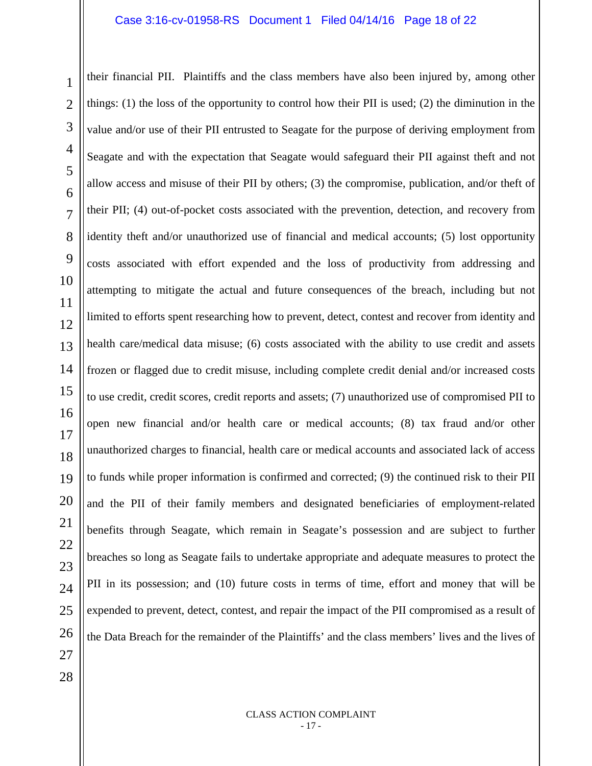their financial PII. Plaintiffs and the class members have also been injured by, among other things: (1) the loss of the opportunity to control how their PII is used; (2) the diminution in the value and/or use of their PII entrusted to Seagate for the purpose of deriving employment from Seagate and with the expectation that Seagate would safeguard their PII against theft and not allow access and misuse of their PII by others; (3) the compromise, publication, and/or theft of their PII; (4) out-of-pocket costs associated with the prevention, detection, and recovery from identity theft and/or unauthorized use of financial and medical accounts; (5) lost opportunity costs associated with effort expended and the loss of productivity from addressing and attempting to mitigate the actual and future consequences of the breach, including but not limited to efforts spent researching how to prevent, detect, contest and recover from identity and health care/medical data misuse; (6) costs associated with the ability to use credit and assets frozen or flagged due to credit misuse, including complete credit denial and/or increased costs to use credit, credit scores, credit reports and assets; (7) unauthorized use of compromised PII to open new financial and/or health care or medical accounts; (8) tax fraud and/or other unauthorized charges to financial, health care or medical accounts and associated lack of access to funds while proper information is confirmed and corrected; (9) the continued risk to their PII and the PII of their family members and designated beneficiaries of employment-related benefits through Seagate, which remain in Seagate's possession and are subject to further breaches so long as Seagate fails to undertake appropriate and adequate measures to protect the PII in its possession; and (10) future costs in terms of time, effort and money that will be expended to prevent, detect, contest, and repair the impact of the PII compromised as a result of the Data Breach for the remainder of the Plaintiffs' and the class members' lives and the lives of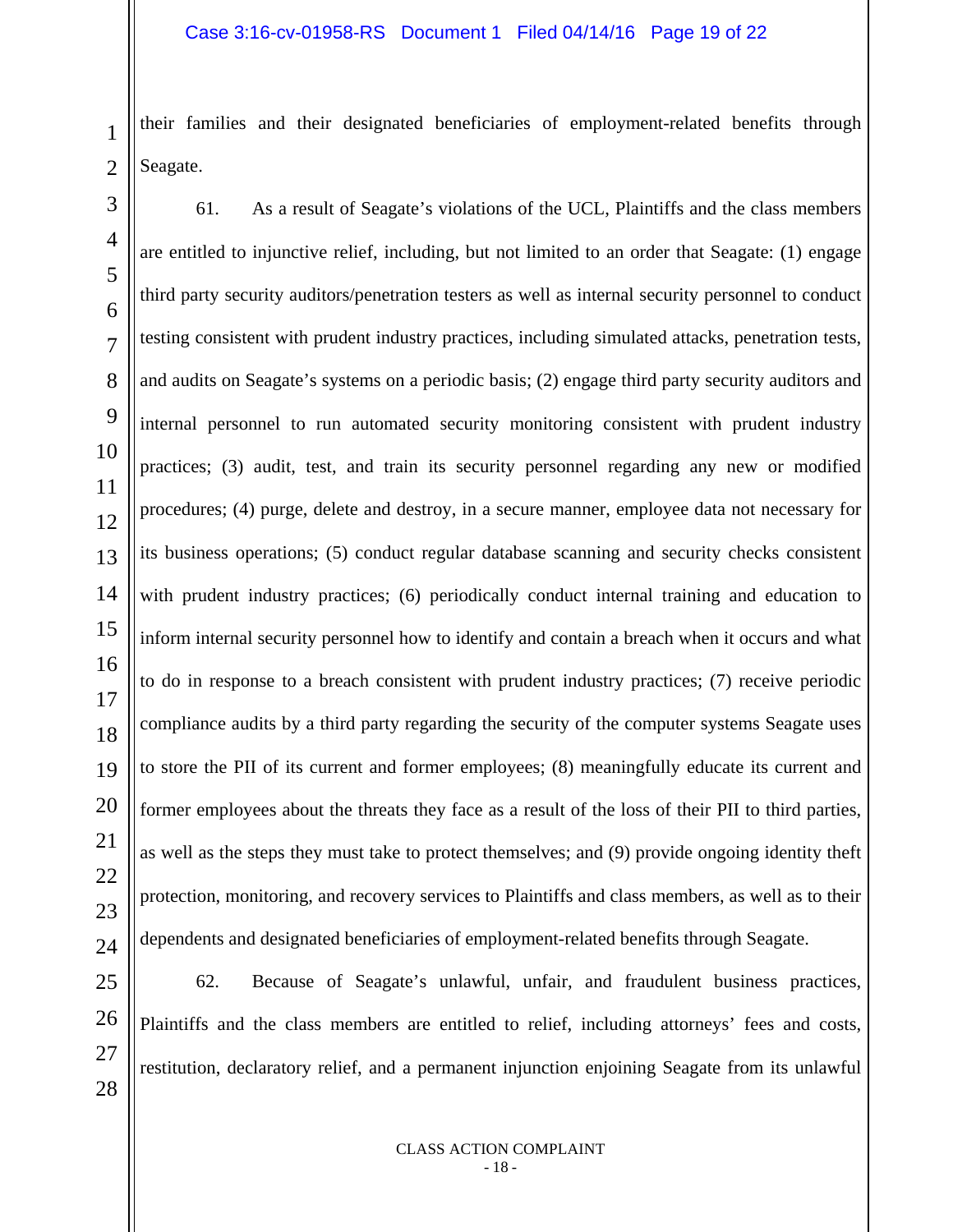their families and their designated beneficiaries of employment-related benefits through Seagate.

61. As a result of Seagate's violations of the UCL, Plaintiffs and the class members are entitled to injunctive relief, including, but not limited to an order that Seagate: (1) engage third party security auditors/penetration testers as well as internal security personnel to conduct testing consistent with prudent industry practices, including simulated attacks, penetration tests, and audits on Seagate's systems on a periodic basis; (2) engage third party security auditors and internal personnel to run automated security monitoring consistent with prudent industry practices; (3) audit, test, and train its security personnel regarding any new or modified procedures; (4) purge, delete and destroy, in a secure manner, employee data not necessary for its business operations; (5) conduct regular database scanning and security checks consistent with prudent industry practices; (6) periodically conduct internal training and education to inform internal security personnel how to identify and contain a breach when it occurs and what to do in response to a breach consistent with prudent industry practices; (7) receive periodic compliance audits by a third party regarding the security of the computer systems Seagate uses to store the PII of its current and former employees; (8) meaningfully educate its current and former employees about the threats they face as a result of the loss of their PII to third parties, as well as the steps they must take to protect themselves; and (9) provide ongoing identity theft protection, monitoring, and recovery services to Plaintiffs and class members, as well as to their dependents and designated beneficiaries of employment-related benefits through Seagate.

62. Because of Seagate's unlawful, unfair, and fraudulent business practices, Plaintiffs and the class members are entitled to relief, including attorneys' fees and costs, restitution, declaratory relief, and a permanent injunction enjoining Seagate from its unlawful

CLASS ACTION COMPLAINT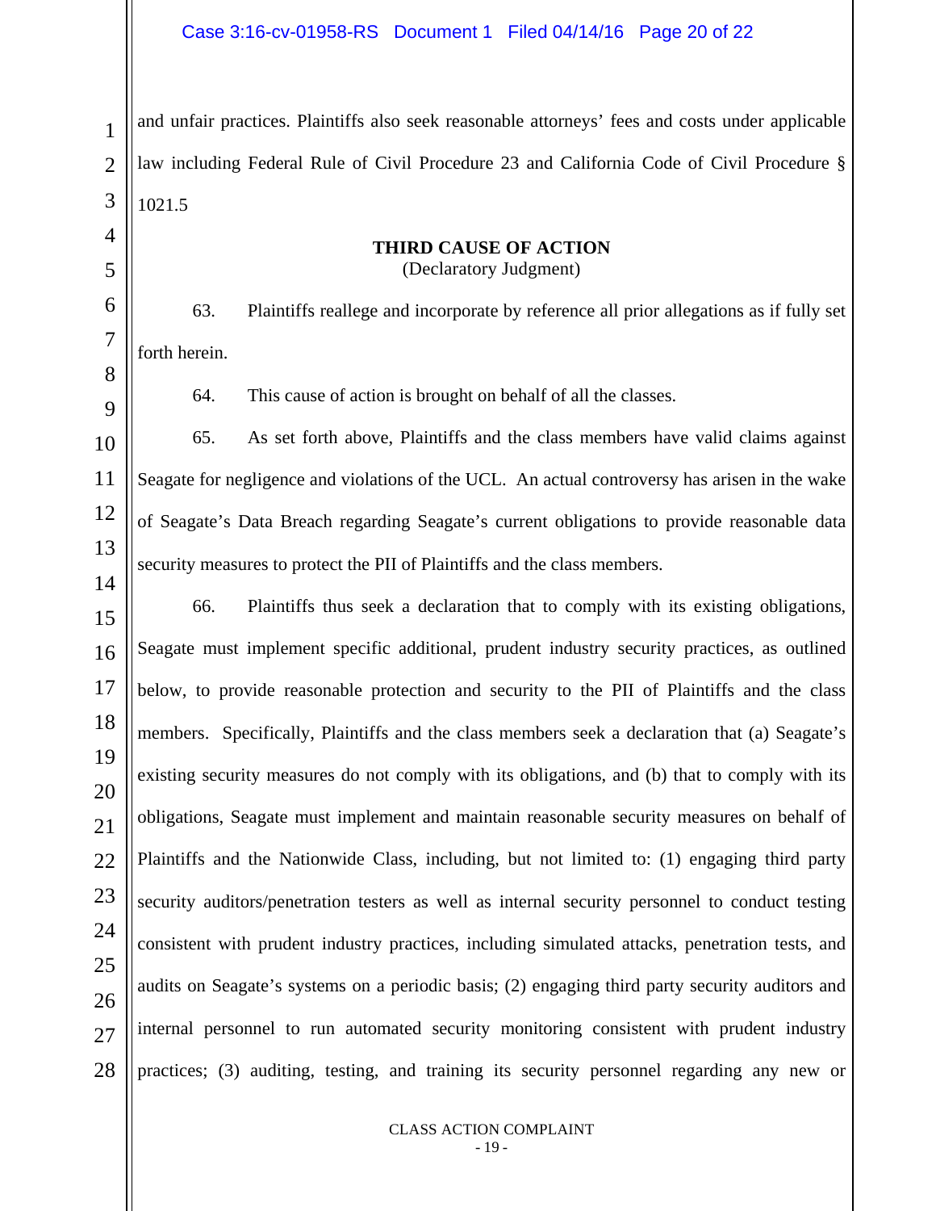and unfair practices. Plaintiffs also seek reasonable attorneys' fees and costs under applicable law including Federal Rule of Civil Procedure 23 and California Code of Civil Procedure § 1021.5

**THIRD CAUSE OF ACTION**
(Declaratory Judgment)

63. Plaintiffs reallege and incorporate by reference all prior allegations as if fully set forth herein.

64. This cause of action is brought on behalf of all the classes.

65. As set forth above, Plaintiffs and the class members have valid claims against Seagate for negligence and violations of the UCL. An actual controversy has arisen in the wake of Seagate's Data Breach regarding Seagate's current obligations to provide reasonable data security measures to protect the PII of Plaintiffs and the class members.

66. Plaintiffs thus seek a declaration that to comply with its existing obligations, Seagate must implement specific additional, prudent industry security practices, as outlined below, to provide reasonable protection and security to the PII of Plaintiffs and the class members. Specifically, Plaintiffs and the class members seek a declaration that (a) Seagate's existing security measures do not comply with its obligations, and (b) that to comply with its obligations, Seagate must implement and maintain reasonable security measures on behalf of Plaintiffs and the Nationwide Class, including, but not limited to: (1) engaging third party security auditors/penetration testers as well as internal security personnel to conduct testing consistent with prudent industry practices, including simulated attacks, penetration tests, and audits on Seagate's systems on a periodic basis; (2) engaging third party security auditors and internal personnel to run automated security monitoring consistent with prudent industry practices; (3) auditing, testing, and training its security personnel regarding any new or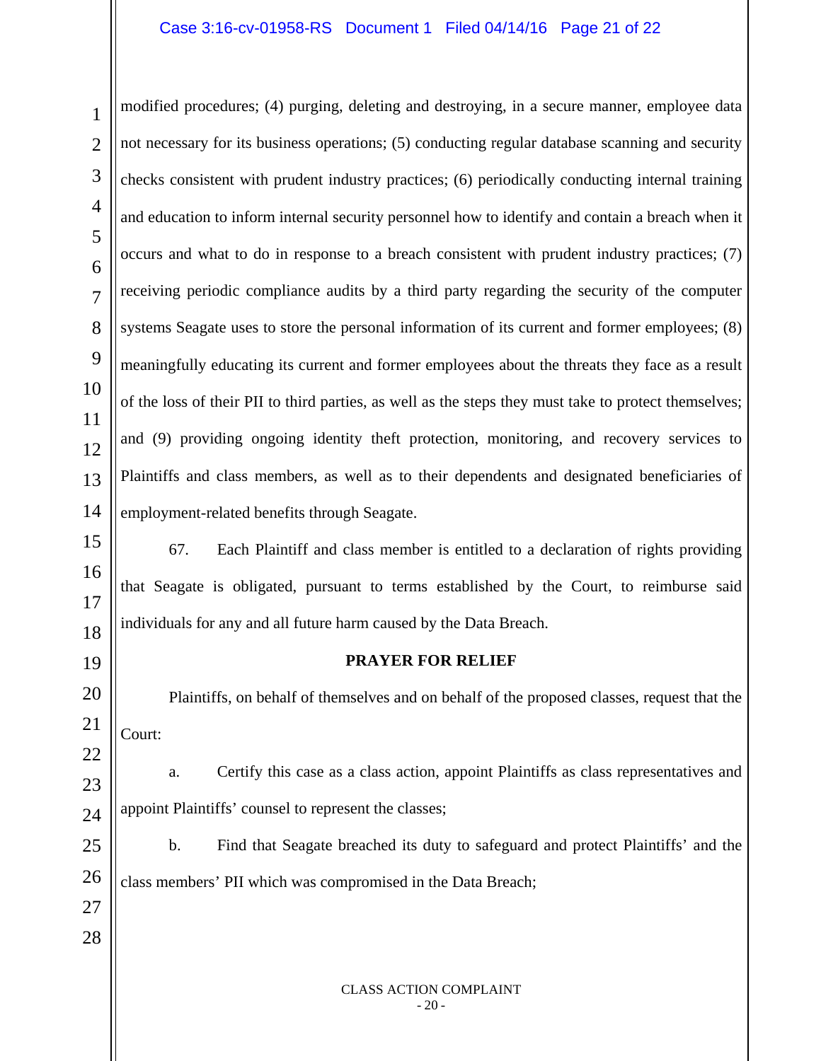modified procedures; (4) purging, deleting and destroying, in a secure manner, employee data not necessary for its business operations; (5) conducting regular database scanning and security checks consistent with prudent industry practices; (6) periodically conducting internal training and education to inform internal security personnel how to identify and contain a breach when it occurs and what to do in response to a breach consistent with prudent industry practices; (7) receiving periodic compliance audits by a third party regarding the security of the computer systems Seagate uses to store the personal information of its current and former employees; (8) meaningfully educating its current and former employees about the threats they face as a result of the loss of their PII to third parties, as well as the steps they must take to protect themselves; and (9) providing ongoing identity theft protection, monitoring, and recovery services to Plaintiffs and class members, as well as to their dependents and designated beneficiaries of employment-related benefits through Seagate.

67. Each Plaintiff and class member is entitled to a declaration of rights providing that Seagate is obligated, pursuant to terms established by the Court, to reimburse said individuals for any and all future harm caused by the Data Breach.

**PRAYER FOR RELIEF**

Plaintiffs, on behalf of themselves and on behalf of the proposed classes, request that the Court:

a. Certify this case as a class action, appoint Plaintiffs as class representatives and appoint Plaintiffs' counsel to represent the classes;

b. Find that Seagate breached its duty to safeguard and protect Plaintiffs' and the class members' PII which was compromised in the Data Breach;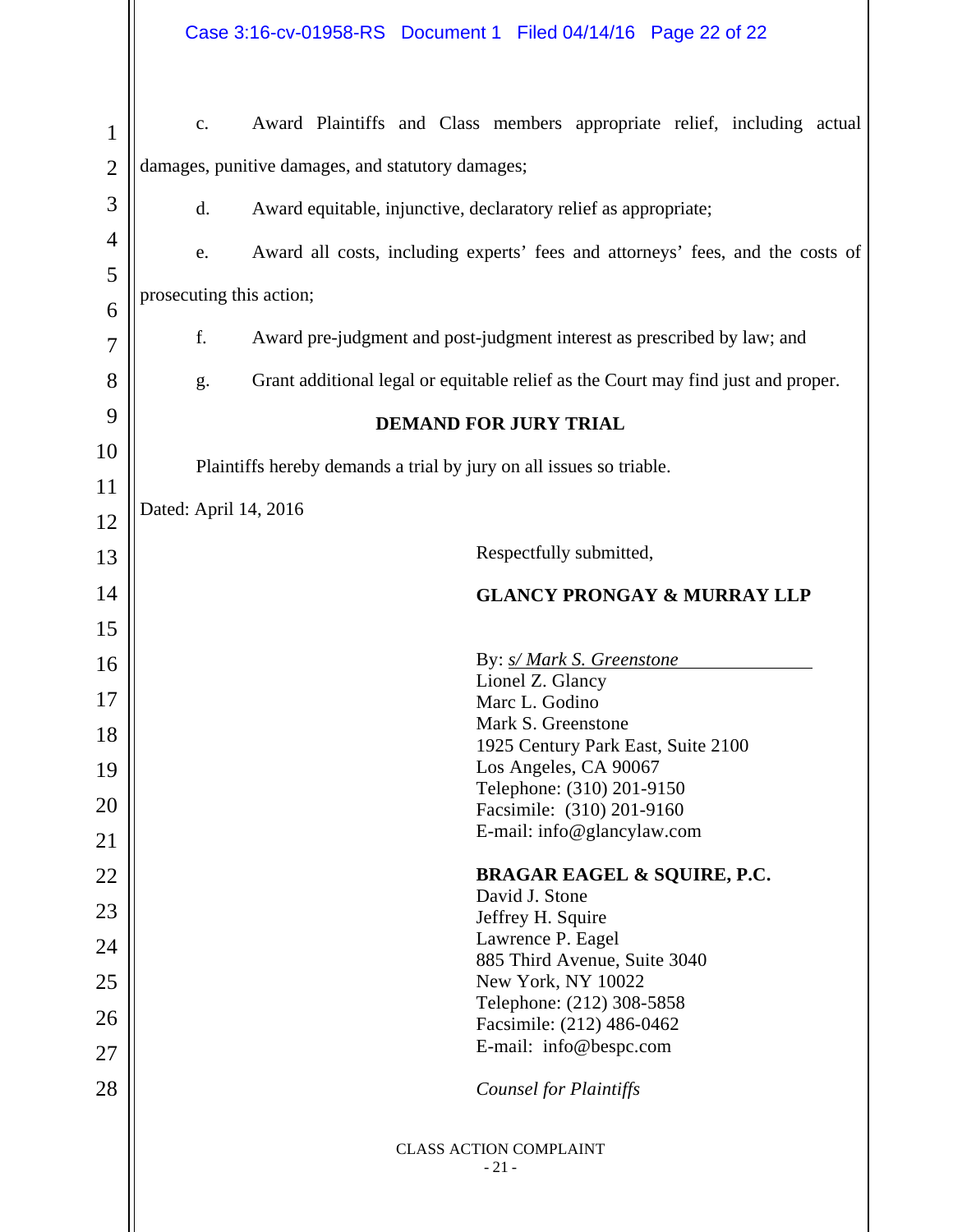c. Award Plaintiffs and Class members appropriate relief, including actual damages, punitive damages, and statutory damages;

d. Award equitable, injunctive, declaratory relief as appropriate;

e. Award all costs, including experts' fees and attorneys' fees, and the costs of prosecuting this action;

f. Award pre-judgment and post-judgment interest as prescribed by law; and

g. Grant additional legal or equitable relief as the Court may find just and proper.

**DEMAND FOR JURY TRIAL**

Plaintiffs hereby demands a trial by jury on all issues so triable.

Dated: April 14, 2016

Respectfully submitted,

**GLANCY PRONGAY & MURRAY LLP**

By: *s/ Mark S. Greenstone*
Lionel Z. Glancy
Marc L. Godino
Mark S. Greenstone
1925 Century Park East, Suite 2100
Los Angeles, CA 90067
Telephone: (310) 201-9150
Facsimile: (310) 201-9160
E-mail: info@glancylaw.com

**BRAGAR EAGEL & SQUIRE, P.C.**
David J. Stone
Jeffrey H. Squire
Lawrence P. Eagel
885 Third Avenue, Suite 3040
New York, NY 10022
Telephone: (212) 308-5858
Facsimile: (212) 486-0462
E-mail: info@bespc.com

*Counsel for Plaintiffs*

CLASS ACTION COMPLAINT